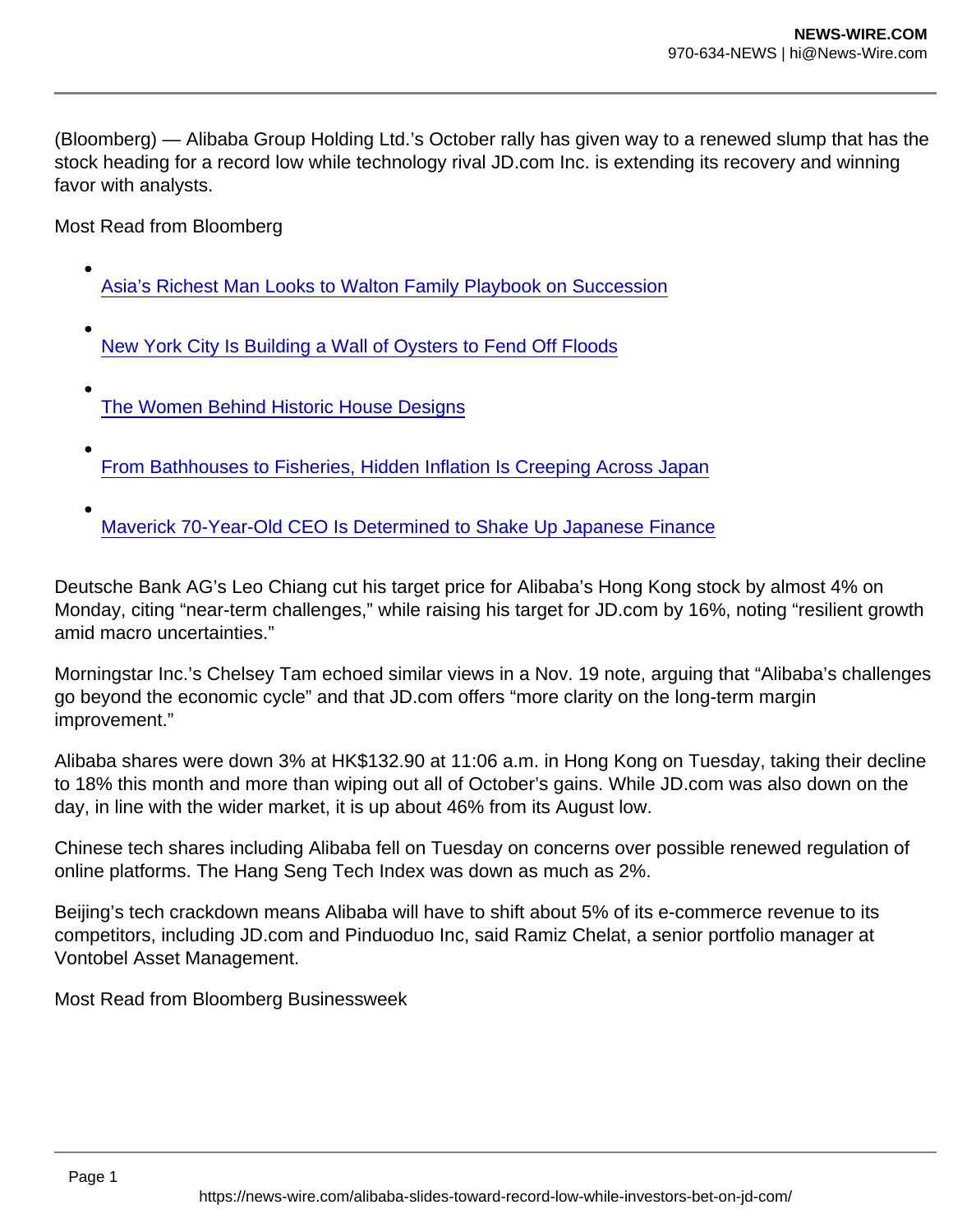(Bloomberg) — Alibaba Group Holding Ltd.'s October rally has given way to a renewed slump that has the stock heading for a record low while technology rival JD.com Inc. is extending its recovery and winning favor with analysts.

Most Read from Bloomberg

- [Asia's Richest Man Looks to Walton Family Playbook on Succession]()
- [New York City Is Building a Wall of Oysters to Fend Off Floods]()
- [The Women Behind Historic House Designs]()
- [From Bathhouses to Fisheries, Hidden Inflation Is Creeping Across Japan]()
- [Maverick 70-Year-Old CEO Is Determined to Shake Up Japanese Finance]()

Deutsche Bank AG's Leo Chiang cut his target price for Alibaba's Hong Kong stock by almost 4% on Monday, citing "near-term challenges," while raising his target for JD.com by 16%, noting "resilient growth amid macro uncertainties."

Morningstar Inc.'s Chelsey Tam echoed similar views in a Nov. 19 note, arguing that "Alibaba's challenges go beyond the economic cycle" and that JD.com offers "more clarity on the long-term margin improvement."

Alibaba shares were down 3% at HK$132.90 at 11:06 a.m. in Hong Kong on Tuesday, taking their decline to 18% this month and more than wiping out all of October's gains. While JD.com was also down on the day, in line with the wider market, it is up about 46% from its August low.

Chinese tech shares including Alibaba fell on Tuesday on concerns over possible renewed regulation of online platforms. The Hang Seng Tech Index was down as much as 2%.

Beijing's tech crackdown means Alibaba will have to shift about 5% of its e-commerce revenue to its competitors, including JD.com and Pinduoduo Inc, said Ramiz Chelat, a senior portfolio manager at Vontobel Asset Management.

Most Read from Bloomberg Businessweek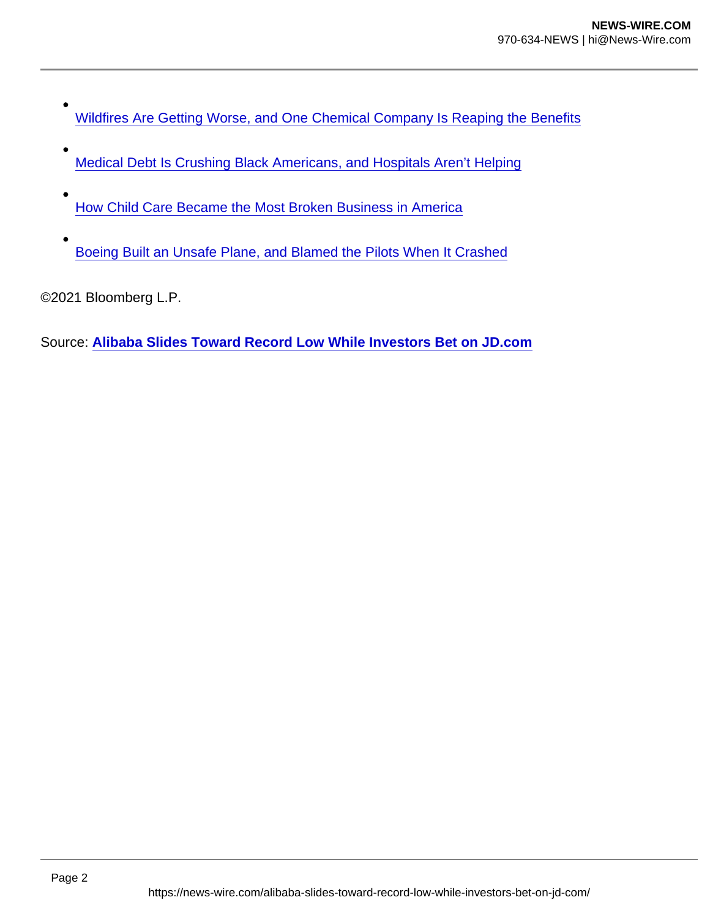- Wildfires Are Getting Worse, and One Chemical Company Is Reaping the Benefits
- Medical Debt Is Crushing Black Americans, and Hospitals Aren't Helping
- How Child Care Became the Most Broken Business in America
- Boeing Built an Unsafe Plane, and Blamed the Pilots When It Crashed

©2021 Bloomberg L.P.

Source: **Alibaba Slides Toward Record Low While Investors Bet on JD.com**